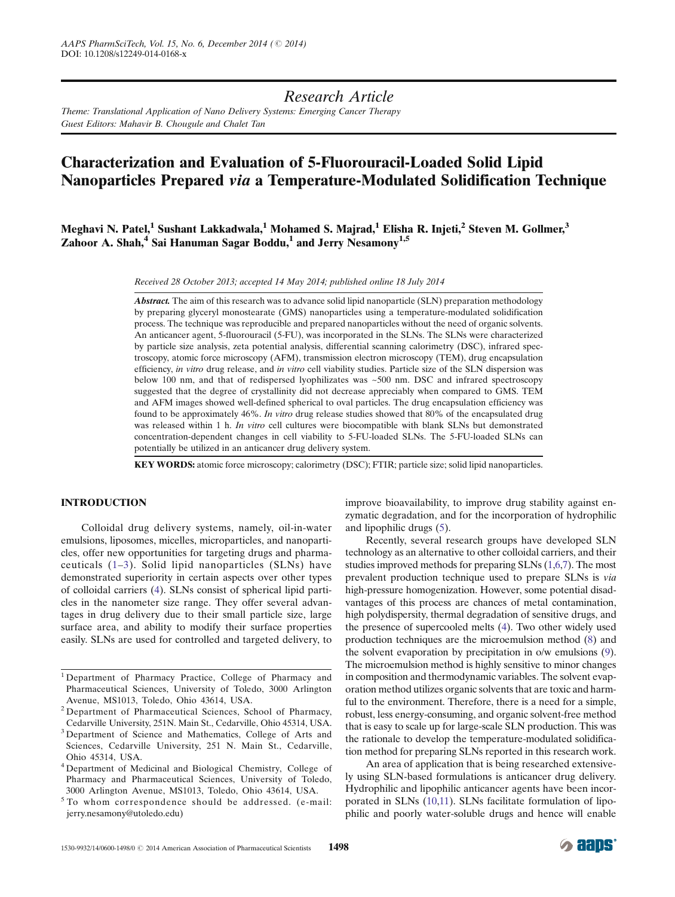*Research Article*

*Theme: Translational Application of Nano Delivery Systems: Emerging Cancer Therapy*
*Guest Editors: Mahavir B. Chougule and Chalet Tan*

# Characterization and Evaluation of 5-Fluorouracil-Loaded Solid Lipid Nanoparticles Prepared *via* a Temperature-Modulated Solidification Technique

**Meghavi N. Patel,[1] Sushant Lakkadwala,[1] Mohamed S. Majrad,[1] Elisha R. Injeti,[2] Steven M. Gollmer,[3] Zahoor A. Shah,[4] Sai Hanuman Sagar Boddu,[1] and Jerry Nesamony[1,5]**

*Received 28 October 2013; accepted 14 May 2014; published online 18 July 2014*

***Abstract.*** The aim of this research was to advance solid lipid nanoparticle (SLN) preparation methodology by preparing glyceryl monostearate (GMS) nanoparticles using a temperature-modulated solidification process. The technique was reproducible and prepared nanoparticles without the need of organic solvents. An anticancer agent, 5-fluorouracil (5-FU), was incorporated in the SLNs. The SLNs were characterized by particle size analysis, zeta potential analysis, differential scanning calorimetry (DSC), infrared spectroscopy, atomic force microscopy (AFM), transmission electron microscopy (TEM), drug encapsulation efficiency, *in vitro* drug release, and *in vitro* cell viability studies. Particle size of the SLN dispersion was below 100 nm, and that of redispersed lyophilizates was ~500 nm. DSC and infrared spectroscopy suggested that the degree of crystallinity did not decrease appreciably when compared to GMS. TEM and AFM images showed well-defined spherical to oval particles. The drug encapsulation efficiency was found to be approximately 46%. *In vitro* drug release studies showed that 80% of the encapsulated drug was released within 1 h. *In vitro* cell cultures were biocompatible with blank SLNs but demonstrated concentration-dependent changes in cell viability to 5-FU-loaded SLNs. The 5-FU-loaded SLNs can potentially be utilized in an anticancer drug delivery system.

**KEY WORDS:** atomic force microscopy; calorimetry (DSC); FTIR; particle size; solid lipid nanoparticles.

## INTRODUCTION

Colloidal drug delivery systems, namely, oil-in-water emulsions, liposomes, micelles, microparticles, and nanoparticles, offer new opportunities for targeting drugs and pharmaceuticals (1–3). Solid lipid nanoparticles (SLNs) have demonstrated superiority in certain aspects over other types of colloidal carriers (4). SLNs consist of spherical lipid particles in the nanometer size range. They offer several advantages in drug delivery due to their small particle size, large surface area, and ability to modify their surface properties easily. SLNs are used for controlled and targeted delivery, to improve bioavailability, to improve drug stability against enzymatic degradation, and for the incorporation of hydrophilic and lipophilic drugs (5).

Recently, several research groups have developed SLN technology as an alternative to other colloidal carriers, and their studies improved methods for preparing SLNs (1,6,7). The most prevalent production technique used to prepare SLNs is *via* high-pressure homogenization. However, some potential disadvantages of this process are chances of metal contamination, high polydispersity, thermal degradation of sensitive drugs, and the presence of supercooled melts (4). Two other widely used production techniques are the microemulsion method (8) and the solvent evaporation by precipitation in o/w emulsions (9). The microemulsion method is highly sensitive to minor changes in composition and thermodynamic variables. The solvent evaporation method utilizes organic solvents that are toxic and harmful to the environment. Therefore, there is a need for a simple, robust, less energy-consuming, and organic solvent-free method that is easy to scale up for large-scale SLN production. This was the rationale to develop the temperature-modulated solidification method for preparing SLNs reported in this research work.

An area of application that is being researched extensively using SLN-based formulations is anticancer drug delivery. Hydrophilic and lipophilic anticancer agents have been incorporated in SLNs (10,11). SLNs facilitate formulation of lipophilic and poorly water-soluble drugs and hence will enable

---

[1] Department of Pharmacy Practice, College of Pharmacy and Pharmaceutical Sciences, University of Toledo, 3000 Arlington Avenue, MS1013, Toledo, Ohio 43614, USA.

[2] Department of Pharmaceutical Sciences, School of Pharmacy, Cedarville University, 251N. Main St., Cedarville, Ohio 45314, USA.

[3] Department of Science and Mathematics, College of Arts and Sciences, Cedarville University, 251 N. Main St., Cedarville, Ohio 45314, USA.

[4] Department of Medicinal and Biological Chemistry, College of Pharmacy and Pharmaceutical Sciences, University of Toledo, 3000 Arlington Avenue, MS1013, Toledo, Ohio 43614, USA.

[5] To whom correspondence should be addressed. (e-mail: jerry.nesamony@utoledo.edu)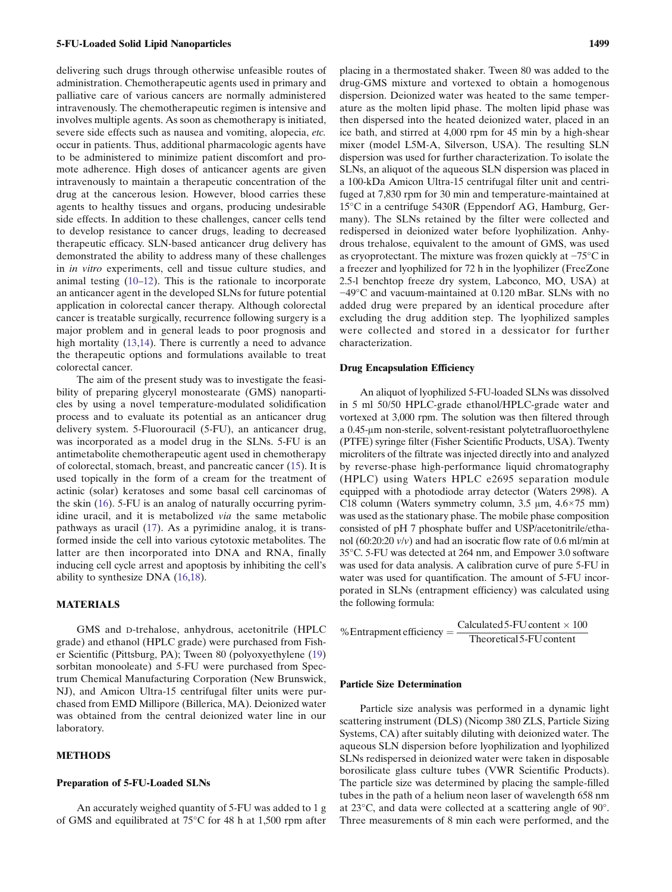delivering such drugs through otherwise unfeasible routes of administration. Chemotherapeutic agents used in primary and palliative care of various cancers are normally administered intravenously. The chemotherapeutic regimen is intensive and involves multiple agents. As soon as chemotherapy is initiated, severe side effects such as nausea and vomiting, alopecia, *etc.* occur in patients. Thus, additional pharmacologic agents have to be administered to minimize patient discomfort and promote adherence. High doses of anticancer agents are given intravenously to maintain a therapeutic concentration of the drug at the cancerous lesion. However, blood carries these agents to healthy tissues and organs, producing undesirable side effects. In addition to these challenges, cancer cells tend to develop resistance to cancer drugs, leading to decreased therapeutic efficacy. SLN-based anticancer drug delivery has demonstrated the ability to address many of these challenges in *in vitro* experiments, cell and tissue culture studies, and animal testing (10–12). This is the rationale to incorporate an anticancer agent in the developed SLNs for future potential application in colorectal cancer therapy. Although colorectal cancer is treatable surgically, recurrence following surgery is a major problem and in general leads to poor prognosis and high mortality (13,14). There is currently a need to advance the therapeutic options and formulations available to treat colorectal cancer.

The aim of the present study was to investigate the feasibility of preparing glyceryl monostearate (GMS) nanoparticles by using a novel temperature-modulated solidification process and to evaluate its potential as an anticancer drug delivery system. 5-Fluorouracil (5-FU), an anticancer drug, was incorporated as a model drug in the SLNs. 5-FU is an antimetabolite chemotherapeutic agent used in chemotherapy of colorectal, stomach, breast, and pancreatic cancer (15). It is used topically in the form of a cream for the treatment of actinic (solar) keratoses and some basal cell carcinomas of the skin (16). 5-FU is an analog of naturally occurring pyrimidine uracil, and it is metabolized *via* the same metabolic pathways as uracil (17). As a pyrimidine analog, it is transformed inside the cell into various cytotoxic metabolites. The latter are then incorporated into DNA and RNA, finally inducing cell cycle arrest and apoptosis by inhibiting the cell's ability to synthesize DNA (16,18).

## MATERIALS

GMS and D-trehalose, anhydrous, acetonitrile (HPLC grade) and ethanol (HPLC grade) were purchased from Fisher Scientific (Pittsburg, PA); Tween 80 (polyoxyethylene (19) sorbitan monooleate) and 5-FU were purchased from Spectrum Chemical Manufacturing Corporation (New Brunswick, NJ), and Amicon Ultra-15 centrifugal filter units were purchased from EMD Millipore (Billerica, MA). Deionized water was obtained from the central deionized water line in our laboratory.

## METHODS

### Preparation of 5-FU-Loaded SLNs

An accurately weighed quantity of 5-FU was added to 1 g of GMS and equilibrated at 75°C for 48 h at 1,500 rpm after placing in a thermostated shaker. Tween 80 was added to the drug-GMS mixture and vortexed to obtain a homogenous dispersion. Deionized water was heated to the same temperature as the molten lipid phase. The molten lipid phase was then dispersed into the heated deionized water, placed in an ice bath, and stirred at 4,000 rpm for 45 min by a high-shear mixer (model L5M-A, Silverson, USA). The resulting SLN dispersion was used for further characterization. To isolate the SLNs, an aliquot of the aqueous SLN dispersion was placed in a 100-kDa Amicon Ultra-15 centrifugal filter unit and centrifuged at 7,830 rpm for 30 min and temperature-maintained at 15°C in a centrifuge 5430R (Eppendorf AG, Hamburg, Germany). The SLNs retained by the filter were collected and redispersed in deionized water before lyophilization. Anhydrous trehalose, equivalent to the amount of GMS, was used as cryoprotectant. The mixture was frozen quickly at −75°C in a freezer and lyophilized for 72 h in the lyophilizer (FreeZone 2.5-l benchtop freeze dry system, Labconco, MO, USA) at −49°C and vacuum-maintained at 0.120 mBar. SLNs with no added drug were prepared by an identical procedure after excluding the drug addition step. The lyophilized samples were collected and stored in a dessicator for further characterization.

### Drug Encapsulation Efficiency

An aliquot of lyophilized 5-FU-loaded SLNs was dissolved in 5 ml 50/50 HPLC-grade ethanol/HPLC-grade water and vortexed at 3,000 rpm. The solution was then filtered through a 0.45-μm non-sterile, solvent-resistant polytetrafluoroethylene (PTFE) syringe filter (Fisher Scientific Products, USA). Twenty microliters of the filtrate was injected directly into and analyzed by reverse-phase high-performance liquid chromatography (HPLC) using Waters HPLC e2695 separation module equipped with a photodiode array detector (Waters 2998). A C18 column (Waters symmetry column, 3.5 μm, 4.6×75 mm) was used as the stationary phase. The mobile phase composition consisted of pH 7 phosphate buffer and USP/acetonitrile/ethanol (60:20:20 *v/v*) and had an isocratic flow rate of 0.6 ml/min at 35°C. 5-FU was detected at 264 nm, and Empower 3.0 software was used for data analysis. A calibration curve of pure 5-FU in water was used for quantification. The amount of 5-FU incorporated in SLNs (entrapment efficiency) was calculated using the following formula:

$$\%\,\text{Entrapment efficiency} = \frac{\text{Calculated 5-FU content} \times 100}{\text{Theoretical 5-FU content}}$$

### Particle Size Determination

Particle size analysis was performed in a dynamic light scattering instrument (DLS) (Nicomp 380 ZLS, Particle Sizing Systems, CA) after suitably diluting with deionized water. The aqueous SLN dispersion before lyophilization and lyophilized SLNs redispersed in deionized water were taken in disposable borosilicate glass culture tubes (VWR Scientific Products). The particle size was determined by placing the sample-filled tubes in the path of a helium neon laser of wavelength 658 nm at 23°C, and data were collected at a scattering angle of 90°. Three measurements of 8 min each were performed, and the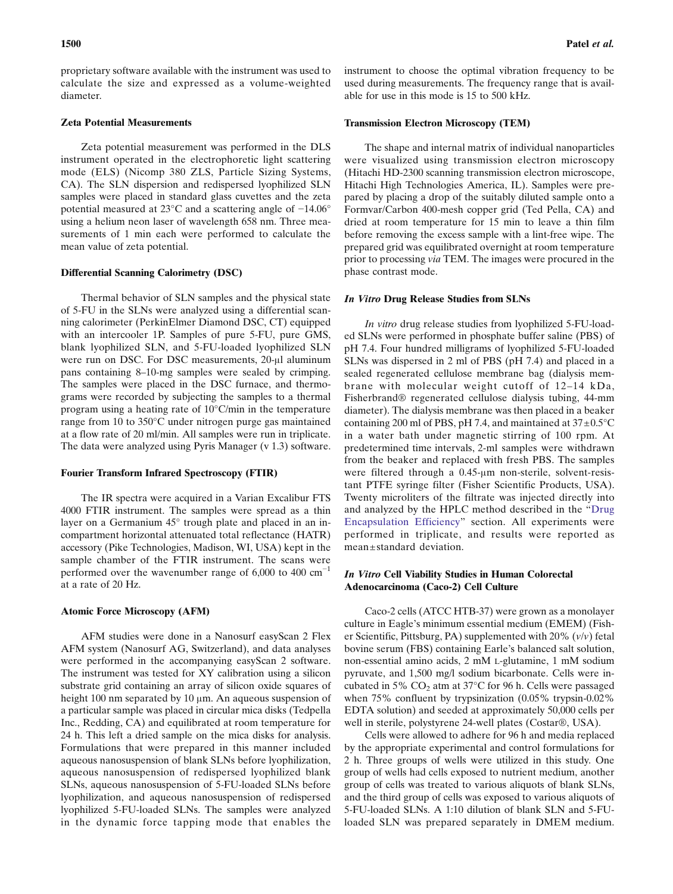proprietary software available with the instrument was used to calculate the size and expressed as a volume-weighted diameter.

### Zeta Potential Measurements

Zeta potential measurement was performed in the DLS instrument operated in the electrophoretic light scattering mode (ELS) (Nicomp 380 ZLS, Particle Sizing Systems, CA). The SLN dispersion and redispersed lyophilized SLN samples were placed in standard glass cuvettes and the zeta potential measured at 23°C and a scattering angle of −14.06° using a helium neon laser of wavelength 658 nm. Three measurements of 1 min each were performed to calculate the mean value of zeta potential.

### Differential Scanning Calorimetry (DSC)

Thermal behavior of SLN samples and the physical state of 5-FU in the SLNs were analyzed using a differential scanning calorimeter (PerkinElmer Diamond DSC, CT) equipped with an intercooler 1P. Samples of pure 5-FU, pure GMS, blank lyophilized SLN, and 5-FU-loaded lyophilized SLN were run on DSC. For DSC measurements, 20-μl aluminum pans containing 8–10-mg samples were sealed by crimping. The samples were placed in the DSC furnace, and thermograms were recorded by subjecting the samples to a thermal program using a heating rate of 10°C/min in the temperature range from 10 to 350°C under nitrogen purge gas maintained at a flow rate of 20 ml/min. All samples were run in triplicate. The data were analyzed using Pyris Manager (v 1.3) software.

### Fourier Transform Infrared Spectroscopy (FTIR)

The IR spectra were acquired in a Varian Excalibur FTS 4000 FTIR instrument. The samples were spread as a thin layer on a Germanium 45° trough plate and placed in an in-compartment horizontal attenuated total reflectance (HATR) accessory (Pike Technologies, Madison, WI, USA) kept in the sample chamber of the FTIR instrument. The scans were performed over the wavenumber range of 6,000 to 400 $cm^{-1}$ at a rate of 20 Hz.

### Atomic Force Microscopy (AFM)

AFM studies were done in a Nanosurf easyScan 2 Flex AFM system (Nanosurf AG, Switzerland), and data analyses were performed in the accompanying easyScan 2 software. The instrument was tested for XY calibration using a silicon substrate grid containing an array of silicon oxide squares of height 100 nm separated by 10 μm. An aqueous suspension of a particular sample was placed in circular mica disks (Tedpella Inc., Redding, CA) and equilibrated at room temperature for 24 h. This left a dried sample on the mica disks for analysis. Formulations that were prepared in this manner included aqueous nanosuspension of blank SLNs before lyophilization, aqueous nanosuspension of redispersed lyophilized blank SLNs, aqueous nanosuspension of 5-FU-loaded SLNs before lyophilization, and aqueous nanosuspension of redispersed lyophilized 5-FU-loaded SLNs. The samples were analyzed in the dynamic force tapping mode that enables the instrument to choose the optimal vibration frequency to be used during measurements. The frequency range that is available for use in this mode is 15 to 500 kHz.

### Transmission Electron Microscopy (TEM)

The shape and internal matrix of individual nanoparticles were visualized using transmission electron microscopy (Hitachi HD-2300 scanning transmission electron microscope, Hitachi High Technologies America, IL). Samples were prepared by placing a drop of the suitably diluted sample onto a Formvar/Carbon 400-mesh copper grid (Ted Pella, CA) and dried at room temperature for 15 min to leave a thin film before removing the excess sample with a lint-free wipe. The prepared grid was equilibrated overnight at room temperature prior to processing *via* TEM. The images were procured in the phase contrast mode.

### *In Vitro* Drug Release Studies from SLNs

*In vitro* drug release studies from lyophilized 5-FU-loaded SLNs were performed in phosphate buffer saline (PBS) of pH 7.4. Four hundred milligrams of lyophilized 5-FU-loaded SLNs was dispersed in 2 ml of PBS (pH 7.4) and placed in a sealed regenerated cellulose membrane bag (dialysis membrane with molecular weight cutoff of 12–14 kDa, Fisherbrand® regenerated cellulose dialysis tubing, 44-mm diameter). The dialysis membrane was then placed in a beaker containing 200 ml of PBS, pH 7.4, and maintained at 37±0.5°C in a water bath under magnetic stirring of 100 rpm. At predetermined time intervals, 2-ml samples were withdrawn from the beaker and replaced with fresh PBS. The samples were filtered through a 0.45-μm non-sterile, solvent-resistant PTFE syringe filter (Fisher Scientific Products, USA). Twenty microliters of the filtrate was injected directly into and analyzed by the HPLC method described in the "Drug Encapsulation Efficiency" section. All experiments were performed in triplicate, and results were reported as mean±standard deviation.

### *In Vitro* Cell Viability Studies in Human Colorectal Adenocarcinoma (Caco-2) Cell Culture

Caco-2 cells (ATCC HTB-37) were grown as a monolayer culture in Eagle's minimum essential medium (EMEM) (Fisher Scientific, Pittsburg, PA) supplemented with 20% (*v*/*v*) fetal bovine serum (FBS) containing Earle's balanced salt solution, non-essential amino acids, 2 mM L-glutamine, 1 mM sodium pyruvate, and 1,500 mg/l sodium bicarbonate. Cells were incubated in 5% $CO_2$ atm at 37°C for 96 h. Cells were passaged when 75% confluent by trypsinization (0.05% trypsin-0.02% EDTA solution) and seeded at approximately 50,000 cells per well in sterile, polystyrene 24-well plates (Costar®, USA).

Cells were allowed to adhere for 96 h and media replaced by the appropriate experimental and control formulations for 2 h. Three groups of wells were utilized in this study. One group of wells had cells exposed to nutrient medium, another group of cells was treated to various aliquots of blank SLNs, and the third group of cells was exposed to various aliquots of 5-FU-loaded SLNs. A 1:10 dilution of blank SLN and 5-FU-loaded SLN was prepared separately in DMEM medium.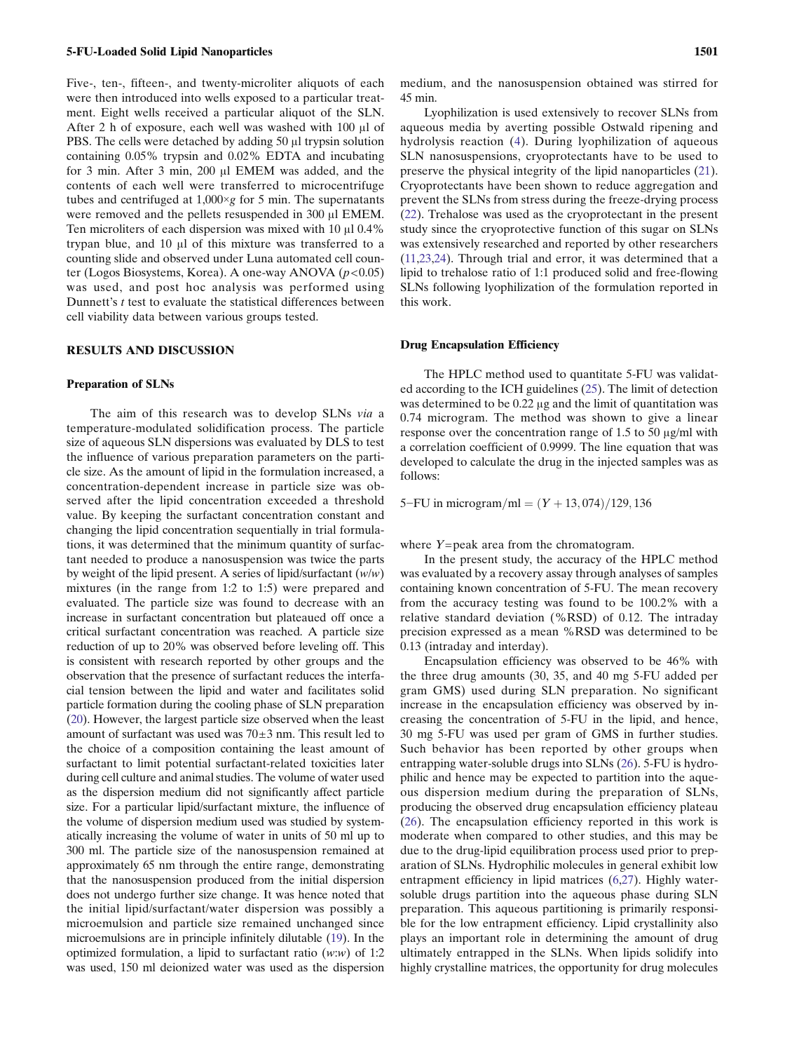Five-, ten-, fifteen-, and twenty-microliter aliquots of each were then introduced into wells exposed to a particular treatment. Eight wells received a particular aliquot of the SLN. After 2 h of exposure, each well was washed with 100 μl of PBS. The cells were detached by adding 50 μl trypsin solution containing 0.05% trypsin and 0.02% EDTA and incubating for 3 min. After 3 min, 200 μl EMEM was added, and the contents of each well were transferred to microcentrifuge tubes and centrifuged at 1,000×*g* for 5 min. The supernatants were removed and the pellets resuspended in 300 μl EMEM. Ten microliters of each dispersion was mixed with 10 μl 0.4% trypan blue, and 10 μl of this mixture was transferred to a counting slide and observed under Luna automated cell counter (Logos Biosystems, Korea). A one-way ANOVA ($p<0.05$) was used, and post hoc analysis was performed using Dunnett's *t* test to evaluate the statistical differences between cell viability data between various groups tested.

## RESULTS AND DISCUSSION

### Preparation of SLNs

The aim of this research was to develop SLNs *via* a temperature-modulated solidification process. The particle size of aqueous SLN dispersions was evaluated by DLS to test the influence of various preparation parameters on the particle size. As the amount of lipid in the formulation increased, a concentration-dependent increase in particle size was observed after the lipid concentration exceeded a threshold value. By keeping the surfactant concentration constant and changing the lipid concentration sequentially in trial formulations, it was determined that the minimum quantity of surfactant needed to produce a nanosuspension was twice the parts by weight of the lipid present. A series of lipid/surfactant (*w/w*) mixtures (in the range from 1:2 to 1:5) were prepared and evaluated. The particle size was found to decrease with an increase in surfactant concentration but plateaued off once a critical surfactant concentration was reached. A particle size reduction of up to 20% was observed before leveling off. This is consistent with research reported by other groups and the observation that the presence of surfactant reduces the interfacial tension between the lipid and water and facilitates solid particle formation during the cooling phase of SLN preparation (20). However, the largest particle size observed when the least amount of surfactant was used was 70±3 nm. This result led to the choice of a composition containing the least amount of surfactant to limit potential surfactant-related toxicities later during cell culture and animal studies. The volume of water used as the dispersion medium did not significantly affect particle size. For a particular lipid/surfactant mixture, the influence of the volume of dispersion medium used was studied by systematically increasing the volume of water in units of 50 ml up to 300 ml. The particle size of the nanosuspension remained at approximately 65 nm through the entire range, demonstrating that the nanosuspension produced from the initial dispersion does not undergo further size change. It was hence noted that the initial lipid/surfactant/water dispersion was possibly a microemulsion and particle size remained unchanged since microemulsions are in principle infinitely dilutable (19). In the optimized formulation, a lipid to surfactant ratio (*w:w*) of 1:2 was used, 150 ml deionized water was used as the dispersion medium, and the nanosuspension obtained was stirred for 45 min.

Lyophilization is used extensively to recover SLNs from aqueous media by averting possible Ostwald ripening and hydrolysis reaction (4). During lyophilization of aqueous SLN nanosuspensions, cryoprotectants have to be used to preserve the physical integrity of the lipid nanoparticles (21). Cryoprotectants have been shown to reduce aggregation and prevent the SLNs from stress during the freeze-drying process (22). Trehalose was used as the cryoprotectant in the present study since the cryoprotective function of this sugar on SLNs was extensively researched and reported by other researchers (11,23,24). Through trial and error, it was determined that a lipid to trehalose ratio of 1:1 produced solid and free-flowing SLNs following lyophilization of the formulation reported in this work.

### Drug Encapsulation Efficiency

The HPLC method used to quantitate 5-FU was validated according to the ICH guidelines (25). The limit of detection was determined to be 0.22 μg and the limit of quantitation was 0.74 microgram. The method was shown to give a linear response over the concentration range of 1.5 to 50 μg/ml with a correlation coefficient of 0.9999. The line equation that was developed to calculate the drug in the injected samples was as follows:

$$5\text{–FU in microgram/ml} = (Y + 13,074)/129,136$$

where $Y$=peak area from the chromatogram.

In the present study, the accuracy of the HPLC method was evaluated by a recovery assay through analyses of samples containing known concentration of 5-FU. The mean recovery from the accuracy testing was found to be 100.2% with a relative standard deviation (%RSD) of 0.12. The intraday precision expressed as a mean %RSD was determined to be 0.13 (intraday and interday).

Encapsulation efficiency was observed to be 46% with the three drug amounts (30, 35, and 40 mg 5-FU added per gram GMS) used during SLN preparation. No significant increase in the encapsulation efficiency was observed by increasing the concentration of 5-FU in the lipid, and hence, 30 mg 5-FU was used per gram of GMS in further studies. Such behavior has been reported by other groups when entrapping water-soluble drugs into SLNs (26). 5-FU is hydrophilic and hence may be expected to partition into the aqueous dispersion medium during the preparation of SLNs, producing the observed drug encapsulation efficiency plateau (26). The encapsulation efficiency reported in this work is moderate when compared to other studies, and this may be due to the drug-lipid equilibration process used prior to preparation of SLNs. Hydrophilic molecules in general exhibit low entrapment efficiency in lipid matrices (6,27). Highly water-soluble drugs partition into the aqueous phase during SLN preparation. This aqueous partitioning is primarily responsible for the low entrapment efficiency. Lipid crystallinity also plays an important role in determining the amount of drug ultimately entrapped in the SLNs. When lipids solidify into highly crystalline matrices, the opportunity for drug molecules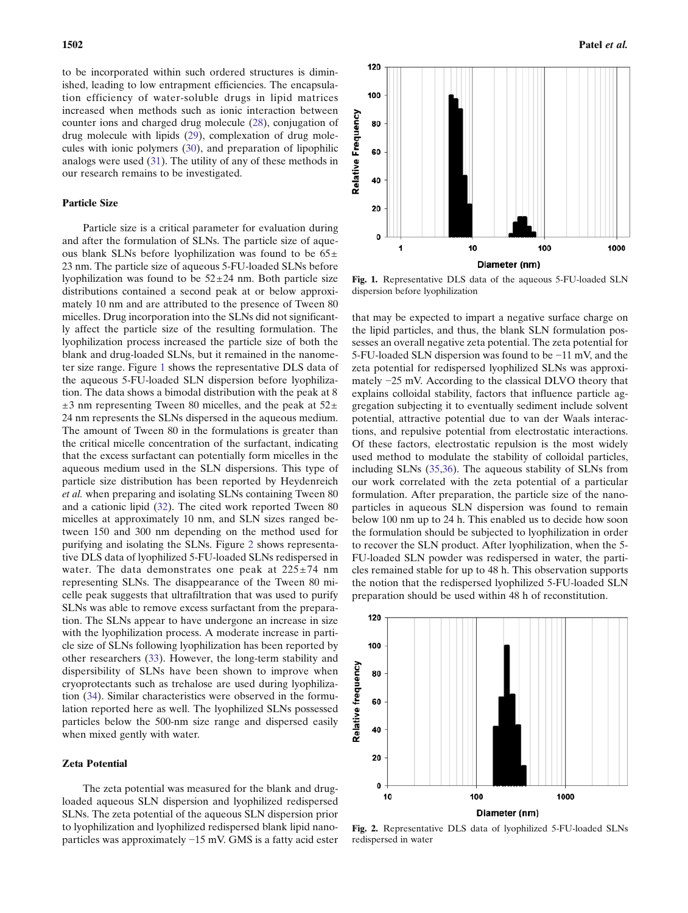to be incorporated within such ordered structures is diminished, leading to low entrapment efficiencies. The encapsulation efficiency of water-soluble drugs in lipid matrices increased when methods such as ionic interaction between counter ions and charged drug molecule (28), conjugation of drug molecule with lipids (29), complexation of drug molecules with ionic polymers (30), and preparation of lipophilic analogs were used (31). The utility of any of these methods in our research remains to be investigated.

### Particle Size

Particle size is a critical parameter for evaluation during and after the formulation of SLNs. The particle size of aqueous blank SLNs before lyophilization was found to be $65\pm 23$ nm. The particle size of aqueous 5-FU-loaded SLNs before lyophilization was found to be $52\pm24$ nm. Both particle size distributions contained a second peak at or below approximately 10 nm and are attributed to the presence of Tween 80 micelles. Drug incorporation into the SLNs did not significantly affect the particle size of the resulting formulation. The lyophilization process increased the particle size of both the blank and drug-loaded SLNs, but it remained in the nanometer size range. Figure 1 shows the representative DLS data of the aqueous 5-FU-loaded SLN dispersion before lyophilization. The data shows a bimodal distribution with the peak at 8 $\pm3$ nm representing Tween 80 micelles, and the peak at $52\pm 24$ nm represents the SLNs dispersed in the aqueous medium. The amount of Tween 80 in the formulations is greater than the critical micelle concentration of the surfactant, indicating that the excess surfactant can potentially form micelles in the aqueous medium used in the SLN dispersions. This type of particle size distribution has been reported by Heydenreich *et al.* when preparing and isolating SLNs containing Tween 80 and a cationic lipid (32). The cited work reported Tween 80 micelles at approximately 10 nm, and SLN sizes ranged between 150 and 300 nm depending on the method used for purifying and isolating the SLNs. Figure 2 shows representative DLS data of lyophilized 5-FU-loaded SLNs redispersed in water. The data demonstrates one peak at $225\pm74$ nm representing SLNs. The disappearance of the Tween 80 micelle peak suggests that ultrafiltration that was used to purify SLNs was able to remove excess surfactant from the preparation. The SLNs appear to have undergone an increase in size with the lyophilization process. A moderate increase in particle size of SLNs following lyophilization has been reported by other researchers (33). However, the long-term stability and dispersibility of SLNs have been shown to improve when cryoprotectants such as trehalose are used during lyophilization (34). Similar characteristics were observed in the formulation reported here as well. The lyophilized SLNs possessed particles below the 500-nm size range and dispersed easily when mixed gently with water.

### Zeta Potential

The zeta potential was measured for the blank and drug-loaded aqueous SLN dispersion and lyophilized redispersed SLNs. The zeta potential of the aqueous SLN dispersion prior to lyophilization and lyophilized redispersed blank lipid nanoparticles was approximately −15 mV. GMS is a fatty acid ester that may be expected to impart a negative surface charge on the lipid particles, and thus, the blank SLN formulation possesses an overall negative zeta potential. The zeta potential for 5-FU-loaded SLN dispersion was found to be −11 mV, and the zeta potential for redispersed lyophilized SLNs was approximately −25 mV. According to the classical DLVO theory that explains colloidal stability, factors that influence particle aggregation subjecting it to eventually sediment include solvent potential, attractive potential due to van der Waals interactions, and repulsive potential from electrostatic interactions. Of these factors, electrostatic repulsion is the most widely used method to modulate the stability of colloidal particles, including SLNs (35,36). The aqueous stability of SLNs from our work correlated with the zeta potential of a particular formulation. After preparation, the particle size of the nanoparticles in aqueous SLN dispersion was found to remain below 100 nm up to 24 h. This enabled us to decide how soon the formulation should be subjected to lyophilization in order to recover the SLN product. After lyophilization, when the 5-FU-loaded SLN powder was redispersed in water, the particles remained stable for up to 48 h. This observation supports the notion that the redispersed lyophilized 5-FU-loaded SLN preparation should be used within 48 h of reconstitution.

**Fig. 1.** Representative DLS data of the aqueous 5-FU-loaded SLN dispersion before lyophilization

**Fig. 2.** Representative DLS data of lyophilized 5-FU-loaded SLNs redispersed in water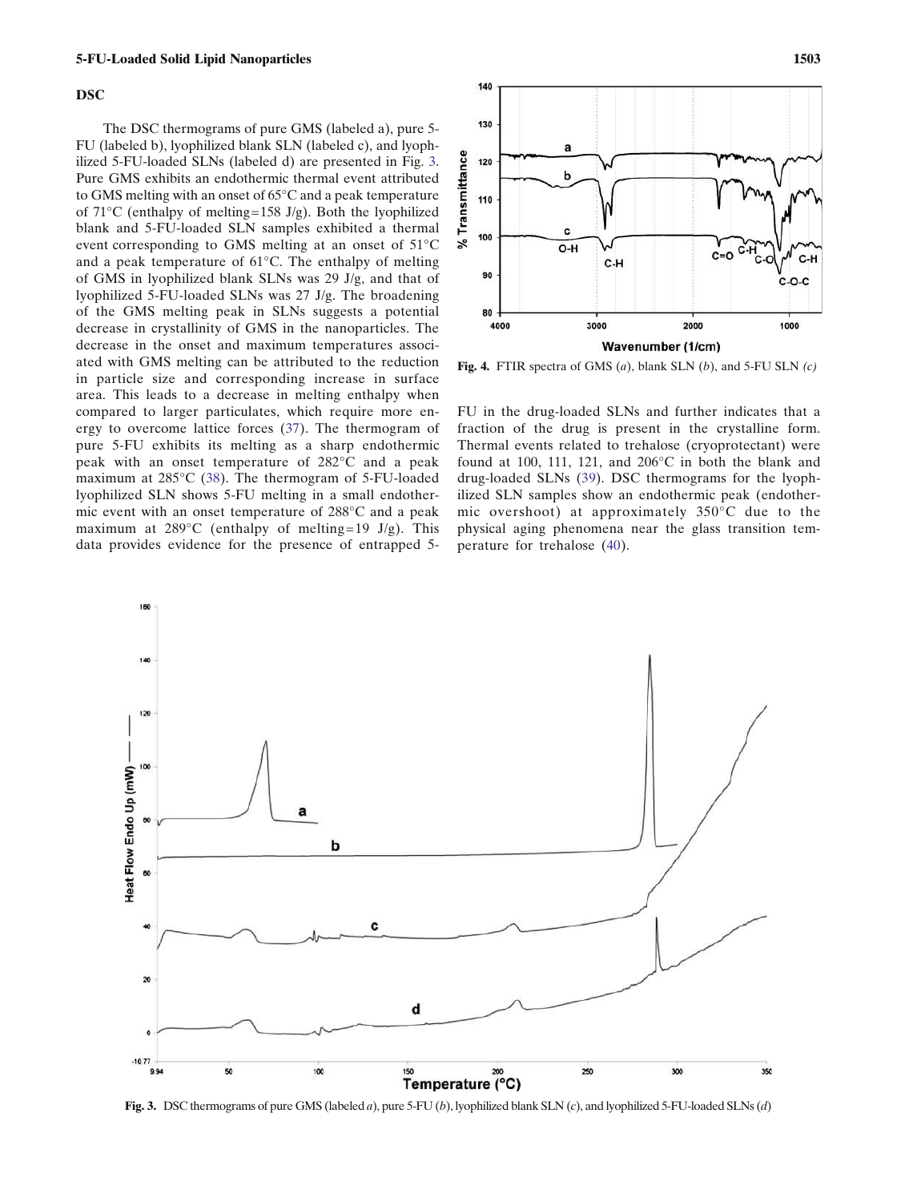## DSC

The DSC thermograms of pure GMS (labeled a), pure 5-FU (labeled b), lyophilized blank SLN (labeled c), and lyophilized 5-FU-loaded SLNs (labeled d) are presented in Fig. 3. Pure GMS exhibits an endothermic thermal event attributed to GMS melting with an onset of 65°C and a peak temperature of 71°C (enthalpy of melting=158 J/g). Both the lyophilized blank and 5-FU-loaded SLN samples exhibited a thermal event corresponding to GMS melting at an onset of 51°C and a peak temperature of 61°C. The enthalpy of melting of GMS in lyophilized blank SLNs was 29 J/g, and that of lyophilized 5-FU-loaded SLNs was 27 J/g. The broadening of the GMS melting peak in SLNs suggests a potential decrease in crystallinity of GMS in the nanoparticles. The decrease in the onset and maximum temperatures associated with GMS melting can be attributed to the reduction in particle size and corresponding increase in surface area. This leads to a decrease in melting enthalpy when compared to larger particulates, which require more energy to overcome lattice forces (37). The thermogram of pure 5-FU exhibits its melting as a sharp endothermic peak with an onset temperature of 282°C and a peak maximum at 285°C (38). The thermogram of 5-FU-loaded lyophilized SLN shows 5-FU melting in a small endothermic event with an onset temperature of 288°C and a peak maximum at 289°C (enthalpy of melting=19 J/g). This data provides evidence for the presence of entrapped 5-FU in the drug-loaded SLNs and further indicates that a fraction of the drug is present in the crystalline form. Thermal events related to trehalose (cryoprotectant) were found at 100, 111, 121, and 206°C in both the blank and drug-loaded SLNs (39). DSC thermograms for the lyophilized SLN samples show an endothermic peak (endothermic overshoot) at approximately 350°C due to the physical aging phenomena near the glass transition temperature for trehalose (40).

**Fig. 4.** FTIR spectra of GMS (*a*), blank SLN (*b*), and 5-FU SLN *(c)*

**Fig. 3.** DSC thermograms of pure GMS (labeled *a*), pure 5-FU (*b*), lyophilized blank SLN (*c*), and lyophilized 5-FU-loaded SLNs (*d*)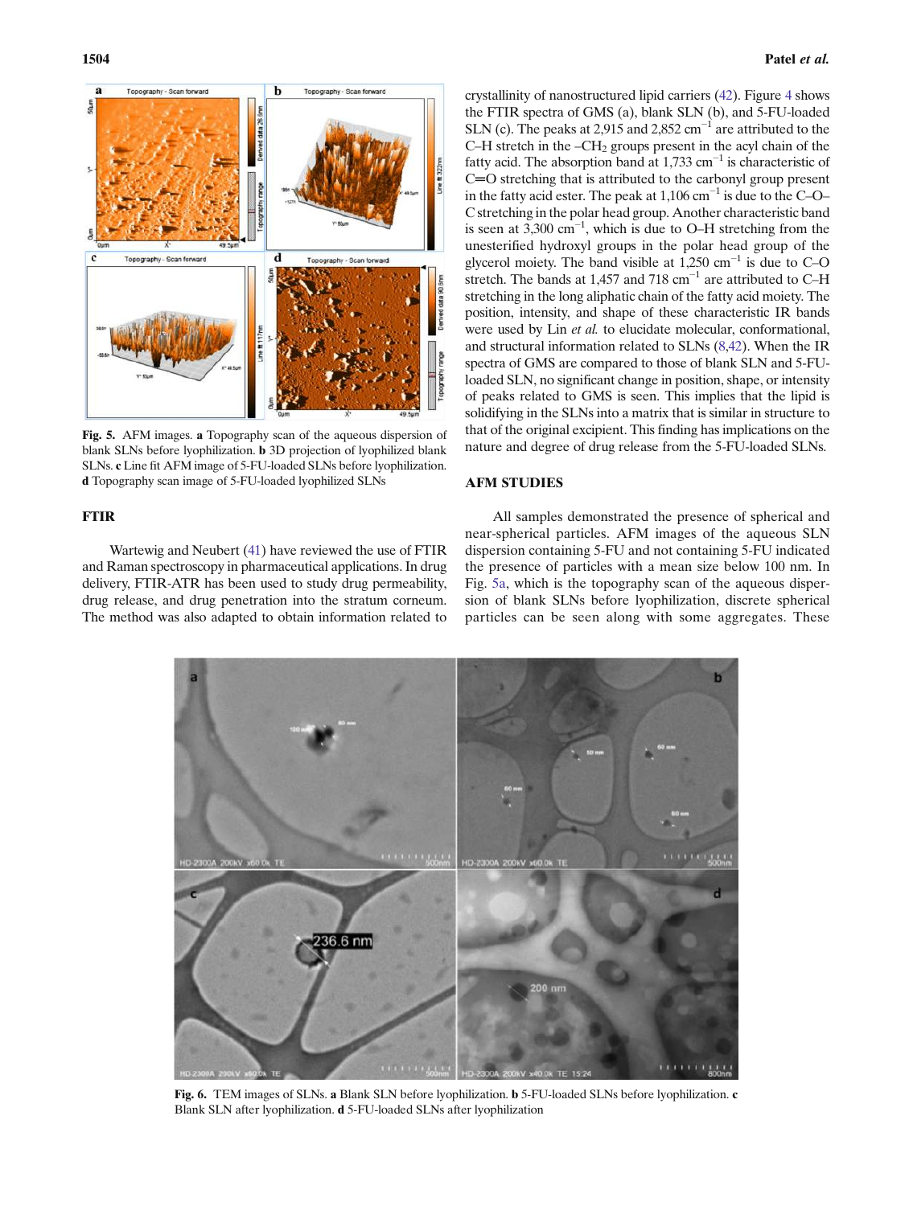Fig. 5. AFM images. **a** Topography scan of the aqueous dispersion of blank SLNs before lyophilization. **b** 3D projection of lyophilized blank SLNs. **c** Line fit AFM image of 5-FU-loaded SLNs before lyophilization. **d** Topography scan image of 5-FU-loaded lyophilized SLNs

## FTIR

Wartewig and Neubert (41) have reviewed the use of FTIR and Raman spectroscopy in pharmaceutical applications. In drug delivery, FTIR-ATR has been used to study drug permeability, drug release, and drug penetration into the stratum corneum. The method was also adapted to obtain information related to crystallinity of nanostructured lipid carriers (42). Figure 4 shows the FTIR spectra of GMS (a), blank SLN (b), and 5-FU-loaded SLN (c). The peaks at 2,915 and 2,852 cm$^{-1}$ are attributed to the C–H stretch in the –$CH_2$ groups present in the acyl chain of the fatty acid. The absorption band at 1,733 cm$^{-1}$ is characteristic of C═O stretching that is attributed to the carbonyl group present in the fatty acid ester. The peak at 1,106 cm$^{-1}$ is due to the C–O–C stretching in the polar head group. Another characteristic band is seen at 3,300 cm$^{-1}$, which is due to O–H stretching from the unesterified hydroxyl groups in the polar head group of the glycerol moiety. The band visible at 1,250 cm$^{-1}$ is due to C–O stretch. The bands at 1,457 and 718 cm$^{-1}$ are attributed to C–H stretching in the long aliphatic chain of the fatty acid moiety. The position, intensity, and shape of these characteristic IR bands were used by Lin *et al.* to elucidate molecular, conformational, and structural information related to SLNs (8,42). When the IR spectra of GMS are compared to those of blank SLN and 5-FU-loaded SLN, no significant change in position, shape, or intensity of peaks related to GMS is seen. This implies that the lipid is solidifying in the SLNs into a matrix that is similar in structure to that of the original excipient. This finding has implications on the nature and degree of drug release from the 5-FU-loaded SLNs.

## AFM STUDIES

All samples demonstrated the presence of spherical and near-spherical particles. AFM images of the aqueous SLN dispersion containing 5-FU and not containing 5-FU indicated the presence of particles with a mean size below 100 nm. In Fig. 5a, which is the topography scan of the aqueous dispersion of blank SLNs before lyophilization, discrete spherical particles can be seen along with some aggregates. These

Fig. 6. TEM images of SLNs. **a** Blank SLN before lyophilization. **b** 5-FU-loaded SLNs before lyophilization. **c** Blank SLN after lyophilization. **d** 5-FU-loaded SLNs after lyophilization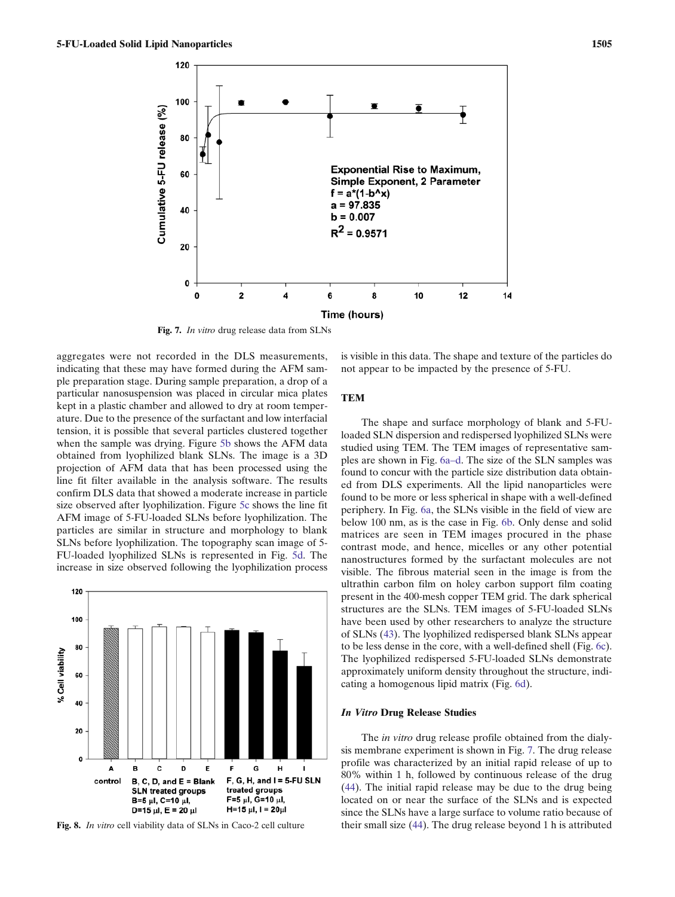Fig. 7. *In vitro* drug release data from SLNs

aggregates were not recorded in the DLS measurements, indicating that these may have formed during the AFM sample preparation stage. During sample preparation, a drop of a particular nanosuspension was placed in circular mica plates kept in a plastic chamber and allowed to dry at room temperature. Due to the presence of the surfactant and low interfacial tension, it is possible that several particles clustered together when the sample was drying. Figure 5b shows the AFM data obtained from lyophilized blank SLNs. The image is a 3D projection of AFM data that has been processed using the line fit filter available in the analysis software. The results confirm DLS data that showed a moderate increase in particle size observed after lyophilization. Figure 5c shows the line fit AFM image of 5-FU-loaded SLNs before lyophilization. The particles are similar in structure and morphology to blank SLNs before lyophilization. The topography scan image of 5-FU-loaded lyophilized SLNs is represented in Fig. 5d. The increase in size observed following the lyophilization process is visible in this data. The shape and texture of the particles do not appear to be impacted by the presence of 5-FU.

Fig. 8. *In vitro* cell viability data of SLNs in Caco-2 cell culture

## TEM

The shape and surface morphology of blank and 5-FU-loaded SLN dispersion and redispersed lyophilized SLNs were studied using TEM. The TEM images of representative samples are shown in Fig. 6a–d. The size of the SLN samples was found to concur with the particle size distribution data obtained from DLS experiments. All the lipid nanoparticles were found to be more or less spherical in shape with a well-defined periphery. In Fig. 6a, the SLNs visible in the field of view are below 100 nm, as is the case in Fig. 6b. Only dense and solid matrices are seen in TEM images procured in the phase contrast mode, and hence, micelles or any other potential nanostructures formed by the surfactant molecules are not visible. The fibrous material seen in the image is from the ultrathin carbon film on holey carbon support film coating present in the 400-mesh copper TEM grid. The dark spherical structures are the SLNs. TEM images of 5-FU-loaded SLNs have been used by other researchers to analyze the structure of SLNs (43). The lyophilized redispersed blank SLNs appear to be less dense in the core, with a well-defined shell (Fig. 6c). The lyophilized redispersed 5-FU-loaded SLNs demonstrate approximately uniform density throughout the structure, indicating a homogenous lipid matrix (Fig. 6d).

## *In Vitro* Drug Release Studies

The *in vitro* drug release profile obtained from the dialysis membrane experiment is shown in Fig. 7. The drug release profile was characterized by an initial rapid release of up to 80% within 1 h, followed by continuous release of the drug (44). The initial rapid release may be due to the drug being located on or near the surface of the SLNs and is expected since the SLNs have a large surface to volume ratio because of their small size (44). The drug release beyond 1 h is attributed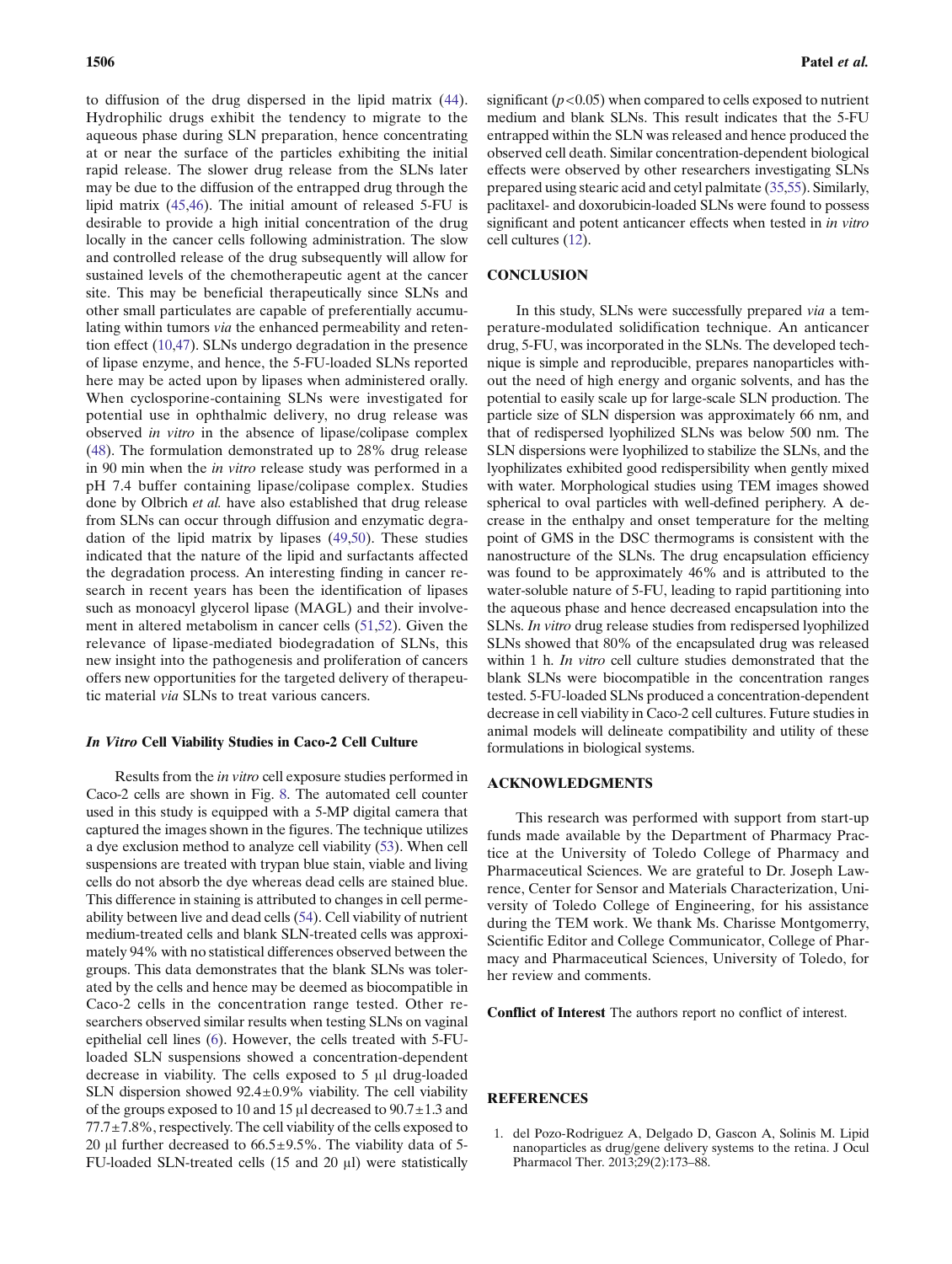to diffusion of the drug dispersed in the lipid matrix (44). Hydrophilic drugs exhibit the tendency to migrate to the aqueous phase during SLN preparation, hence concentrating at or near the surface of the particles exhibiting the initial rapid release. The slower drug release from the SLNs later may be due to the diffusion of the entrapped drug through the lipid matrix (45,46). The initial amount of released 5-FU is desirable to provide a high initial concentration of the drug locally in the cancer cells following administration. The slow and controlled release of the drug subsequently will allow for sustained levels of the chemotherapeutic agent at the cancer site. This may be beneficial therapeutically since SLNs and other small particulates are capable of preferentially accumulating within tumors *via* the enhanced permeability and retention effect (10,47). SLNs undergo degradation in the presence of lipase enzyme, and hence, the 5-FU-loaded SLNs reported here may be acted upon by lipases when administered orally. When cyclosporine-containing SLNs were investigated for potential use in ophthalmic delivery, no drug release was observed *in vitro* in the absence of lipase/colipase complex (48). The formulation demonstrated up to 28% drug release in 90 min when the *in vitro* release study was performed in a pH 7.4 buffer containing lipase/colipase complex. Studies done by Olbrich *et al.* have also established that drug release from SLNs can occur through diffusion and enzymatic degradation of the lipid matrix by lipases (49,50). These studies indicated that the nature of the lipid and surfactants affected the degradation process. An interesting finding in cancer research in recent years has been the identification of lipases such as monoacyl glycerol lipase (MAGL) and their involvement in altered metabolism in cancer cells (51,52). Given the relevance of lipase-mediated biodegradation of SLNs, this new insight into the pathogenesis and proliferation of cancers offers new opportunities for the targeted delivery of therapeutic material *via* SLNs to treat various cancers.

### *In Vitro* Cell Viability Studies in Caco-2 Cell Culture

Results from the *in vitro* cell exposure studies performed in Caco-2 cells are shown in Fig. 8. The automated cell counter used in this study is equipped with a 5-MP digital camera that captured the images shown in the figures. The technique utilizes a dye exclusion method to analyze cell viability (53). When cell suspensions are treated with trypan blue stain, viable and living cells do not absorb the dye whereas dead cells are stained blue. This difference in staining is attributed to changes in cell permeability between live and dead cells (54). Cell viability of nutrient medium-treated cells and blank SLN-treated cells was approximately 94% with no statistical differences observed between the groups. This data demonstrates that the blank SLNs was tolerated by the cells and hence may be deemed as biocompatible in Caco-2 cells in the concentration range tested. Other researchers observed similar results when testing SLNs on vaginal epithelial cell lines (6). However, the cells treated with 5-FU-loaded SLN suspensions showed a concentration-dependent decrease in viability. The cells exposed to 5 μl drug-loaded SLN dispersion showed 92.4±0.9% viability. The cell viability of the groups exposed to 10 and 15 μl decreased to 90.7±1.3 and 77.7±7.8%, respectively. The cell viability of the cells exposed to 20 μl further decreased to 66.5±9.5%. The viability data of 5-FU-loaded SLN-treated cells (15 and 20 μl) were statistically significant ($p<0.05$) when compared to cells exposed to nutrient medium and blank SLNs. This result indicates that the 5-FU entrapped within the SLN was released and hence produced the observed cell death. Similar concentration-dependent biological effects were observed by other researchers investigating SLNs prepared using stearic acid and cetyl palmitate (35,55). Similarly, paclitaxel- and doxorubicin-loaded SLNs were found to possess significant and potent anticancer effects when tested in *in vitro* cell cultures (12).

## CONCLUSION

In this study, SLNs were successfully prepared *via* a temperature-modulated solidification technique. An anticancer drug, 5-FU, was incorporated in the SLNs. The developed technique is simple and reproducible, prepares nanoparticles without the need of high energy and organic solvents, and has the potential to easily scale up for large-scale SLN production. The particle size of SLN dispersion was approximately 66 nm, and that of redispersed lyophilized SLNs was below 500 nm. The SLN dispersions were lyophilized to stabilize the SLNs, and the lyophilizates exhibited good redispersibility when gently mixed with water. Morphological studies using TEM images showed spherical to oval particles with well-defined periphery. A decrease in the enthalpy and onset temperature for the melting point of GMS in the DSC thermograms is consistent with the nanostructure of the SLNs. The drug encapsulation efficiency was found to be approximately 46% and is attributed to the water-soluble nature of 5-FU, leading to rapid partitioning into the aqueous phase and hence decreased encapsulation into the SLNs. *In vitro* drug release studies from redispersed lyophilized SLNs showed that 80% of the encapsulated drug was released within 1 h. *In vitro* cell culture studies demonstrated that the blank SLNs were biocompatible in the concentration ranges tested. 5-FU-loaded SLNs produced a concentration-dependent decrease in cell viability in Caco-2 cell cultures. Future studies in animal models will delineate compatibility and utility of these formulations in biological systems.

## ACKNOWLEDGMENTS

This research was performed with support from start-up funds made available by the Department of Pharmacy Practice at the University of Toledo College of Pharmacy and Pharmaceutical Sciences. We are grateful to Dr. Joseph Lawrence, Center for Sensor and Materials Characterization, University of Toledo College of Engineering, for his assistance during the TEM work. We thank Ms. Charisse Montgomerry, Scientific Editor and College Communicator, College of Pharmacy and Pharmaceutical Sciences, University of Toledo, for her review and comments.

**Conflict of Interest** The authors report no conflict of interest.

## REFERENCES

1. del Pozo-Rodriguez A, Delgado D, Gascon A, Solinis M. Lipid nanoparticles as drug/gene delivery systems to the retina. J Ocul Pharmacol Ther. 2013;29(2):173–88.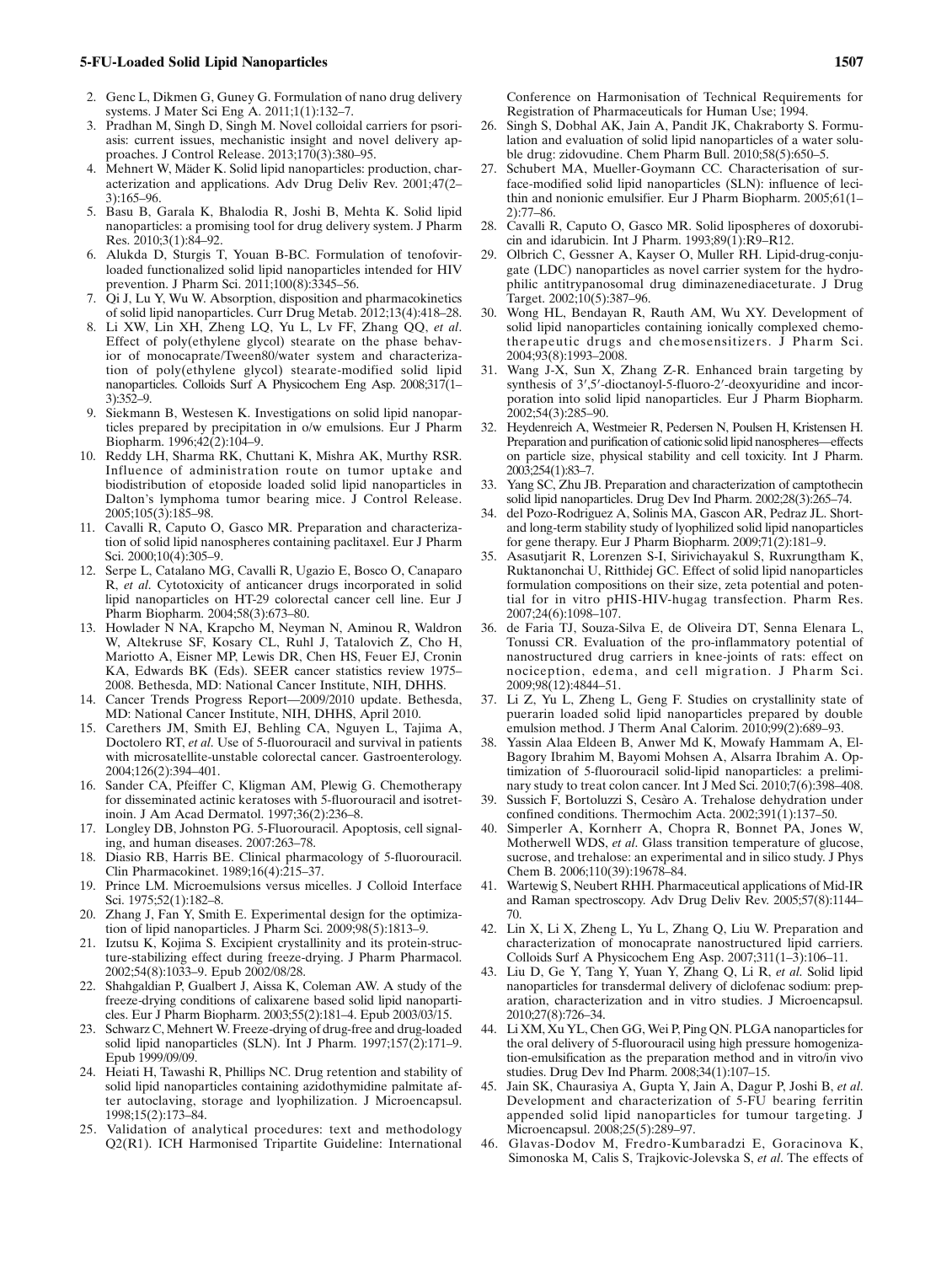2. Genc L, Dikmen G, Guney G. Formulation of nano drug delivery systems. J Mater Sci Eng A. 2011;1(1):132–7.
3. Pradhan M, Singh D, Singh M. Novel colloidal carriers for psoriasis: current issues, mechanistic insight and novel delivery approaches. J Control Release. 2013;170(3):380–95.
4. Mehnert W, Mäder K. Solid lipid nanoparticles: production, characterization and applications. Adv Drug Deliv Rev. 2001;47(2–3):165–96.
5. Basu B, Garala K, Bhalodia R, Joshi B, Mehta K. Solid lipid nanoparticles: a promising tool for drug delivery system. J Pharm Res. 2010;3(1):84–92.
6. Alukda D, Sturgis T, Youan B-BC. Formulation of tenofovir-loaded functionalized solid lipid nanoparticles intended for HIV prevention. J Pharm Sci. 2011;100(8):3345–56.
7. Qi J, Lu Y, Wu W. Absorption, disposition and pharmacokinetics of solid lipid nanoparticles. Curr Drug Metab. 2012;13(4):418–28.
8. Li XW, Lin XH, Zheng LQ, Yu L, Lv FF, Zhang QQ, *et al*. Effect of poly(ethylene glycol) stearate on the phase behavior of monocaprate/Tween80/water system and characterization of poly(ethylene glycol) stearate-modified solid lipid nanoparticles. Colloids Surf A Physicochem Eng Asp. 2008;317(1–3):352–9.
9. Siekmann B, Westesen K. Investigations on solid lipid nanoparticles prepared by precipitation in o/w emulsions. Eur J Pharm Biopharm. 1996;42(2):104–9.
10. Reddy LH, Sharma RK, Chuttani K, Mishra AK, Murthy RSR. Influence of administration route on tumor uptake and biodistribution of etoposide loaded solid lipid nanoparticles in Dalton's lymphoma tumor bearing mice. J Control Release. 2005;105(3):185–98.
11. Cavalli R, Caputo O, Gasco MR. Preparation and characterization of solid lipid nanospheres containing paclitaxel. Eur J Pharm Sci. 2000;10(4):305–9.
12. Serpe L, Catalano MG, Cavalli R, Ugazio E, Bosco O, Canaparo R, *et al*. Cytotoxicity of anticancer drugs incorporated in solid lipid nanoparticles on HT-29 colorectal cancer cell line. Eur J Pharm Biopharm. 2004;58(3):673–80.
13. Howlader N NA, Krapcho M, Neyman N, Aminou R, Waldron W, Altekruse SF, Kosary CL, Ruhl J, Tatalovich Z, Cho H, Mariotto A, Eisner MP, Lewis DR, Chen HS, Feuer EJ, Cronin KA, Edwards BK (Eds). SEER cancer statistics review 1975–2008. Bethesda, MD: National Cancer Institute, NIH, DHHS.
14. Cancer Trends Progress Report—2009/2010 update. Bethesda, MD: National Cancer Institute, NIH, DHHS, April 2010.
15. Carethers JM, Smith EJ, Behling CA, Nguyen L, Tajima A, Doctolero RT, *et al*. Use of 5-fluorouracil and survival in patients with microsatellite-unstable colorectal cancer. Gastroenterology. 2004;126(2):394–401.
16. Sander CA, Pfeiffer C, Kligman AM, Plewig G. Chemotherapy for disseminated actinic keratoses with 5-fluorouracil and isotretinoin. J Am Acad Dermatol. 1997;36(2):236–8.
17. Longley DB, Johnston PG. 5-Fluorouracil. Apoptosis, cell signaling, and human diseases. 2007:263–78.
18. Diasio RB, Harris BE. Clinical pharmacology of 5-fluorouracil. Clin Pharmacokinet. 1989;16(4):215–37.
19. Prince LM. Microemulsions versus micelles. J Colloid Interface Sci. 1975;52(1):182–8.
20. Zhang J, Fan Y, Smith E. Experimental design for the optimization of lipid nanoparticles. J Pharm Sci. 2009;98(5):1813–9.
21. Izutsu K, Kojima S. Excipient crystallinity and its protein-structure-stabilizing effect during freeze-drying. J Pharm Pharmacol. 2002;54(8):1033–9. Epub 2002/08/28.
22. Shahgaldian P, Gualbert J, Aissa K, Coleman AW. A study of the freeze-drying conditions of calixarene based solid lipid nanoparticles. Eur J Pharm Biopharm. 2003;55(2):181–4. Epub 2003/03/15.
23. Schwarz C, Mehnert W. Freeze-drying of drug-free and drug-loaded solid lipid nanoparticles (SLN). Int J Pharm. 1997;157(2):171–9. Epub 1999/09/09.
24. Heiati H, Tawashi R, Phillips NC. Drug retention and stability of solid lipid nanoparticles containing azidothymidine palmitate after autoclaving, storage and lyophilization. J Microencapsul. 1998;15(2):173–84.
25. Validation of analytical procedures: text and methodology Q2(R1). ICH Harmonised Tripartite Guideline: International Conference on Harmonisation of Technical Requirements for Registration of Pharmaceuticals for Human Use; 1994.
26. Singh S, Dobhal AK, Jain A, Pandit JK, Chakraborty S. Formulation and evaluation of solid lipid nanoparticles of a water soluble drug: zidovudine. Chem Pharm Bull. 2010;58(5):650–5.
27. Schubert MA, Mueller-Goymann CC. Characterisation of surface-modified solid lipid nanoparticles (SLN): influence of lecithin and nonionic emulsifier. Eur J Pharm Biopharm. 2005;61(1–2):77–86.
28. Cavalli R, Caputo O, Gasco MR. Solid lipospheres of doxorubicin and idarubicin. Int J Pharm. 1993;89(1):R9–R12.
29. Olbrich C, Gessner A, Kayser O, Muller RH. Lipid-drug-conjugate (LDC) nanoparticles as novel carrier system for the hydrophilic antitrypanosomal drug diminazenediaceturate. J Drug Target. 2002;10(5):387–96.
30. Wong HL, Bendayan R, Rauth AM, Wu XY. Development of solid lipid nanoparticles containing ionically complexed chemotherapeutic drugs and chemosensitizers. J Pharm Sci. 2004;93(8):1993–2008.
31. Wang J-X, Sun X, Zhang Z-R. Enhanced brain targeting by synthesis of 3′,5′-dioctanoyl-5-fluoro-2′-deoxyuridine and incorporation into solid lipid nanoparticles. Eur J Pharm Biopharm. 2002;54(3):285–90.
32. Heydenreich A, Westmeier R, Pedersen N, Poulsen H, Kristensen H. Preparation and purification of cationic solid lipid nanospheres—effects on particle size, physical stability and cell toxicity. Int J Pharm. 2003;254(1):83–7.
33. Yang SC, Zhu JB. Preparation and characterization of camptothecin solid lipid nanoparticles. Drug Dev Ind Pharm. 2002;28(3):265–74.
34. del Pozo-Rodriguez A, Solinis MA, Gascon AR, Pedraz JL. Short- and long-term stability study of lyophilized solid lipid nanoparticles for gene therapy. Eur J Pharm Biopharm. 2009;71(2):181–9.
35. Asasutjarit R, Lorenzen S-I, Sirivichayakul S, Ruxrungtham K, Ruktanonchai U, Ritthidej GC. Effect of solid lipid nanoparticles formulation compositions on their size, zeta potential and potential for in vitro pHIS-HIV-hugag transfection. Pharm Res. 2007;24(6):1098–107.
36. de Faria TJ, Souza-Silva E, de Oliveira DT, Senna Elenara L, Tonussi CR. Evaluation of the pro-inflammatory potential of nanostructured drug carriers in knee-joints of rats: effect on nociception, edema, and cell migration. J Pharm Sci. 2009;98(12):4844–51.
37. Li Z, Yu L, Zheng L, Geng F. Studies on crystallinity state of puerarin loaded solid lipid nanoparticles prepared by double emulsion method. J Therm Anal Calorim. 2010;99(2):689–93.
38. Yassin Alaa Eldeen B, Anwer Md K, Mowafy Hammam A, El-Bagory Ibrahim M, Bayomi Mohsen A, Alsarra Ibrahim A. Optimization of 5-fluorouracil solid-lipid nanoparticles: a preliminary study to treat colon cancer. Int J Med Sci. 2010;7(6):398–408.
39. Sussich F, Bortoluzzi S, Cesàro A. Trehalose dehydration under confined conditions. Thermochim Acta. 2002;391(1):137–50.
40. Simperler A, Kornherr A, Chopra R, Bonnet PA, Jones W, Motherwell WDS, *et al*. Glass transition temperature of glucose, sucrose, and trehalose: an experimental and in silico study. J Phys Chem B. 2006;110(39):19678–84.
41. Wartewig S, Neubert RHH. Pharmaceutical applications of Mid-IR and Raman spectroscopy. Adv Drug Deliv Rev. 2005;57(8):1144–70.
42. Lin X, Li X, Zheng L, Yu L, Zhang Q, Liu W. Preparation and characterization of monocaprate nanostructured lipid carriers. Colloids Surf A Physicochem Eng Asp. 2007;311(1–3):106–11.
43. Liu D, Ge Y, Tang Y, Yuan Y, Zhang Q, Li R, *et al*. Solid lipid nanoparticles for transdermal delivery of diclofenac sodium: preparation, characterization and in vitro studies. J Microencapsul. 2010;27(8):726–34.
44. Li XM, Xu YL, Chen GG, Wei P, Ping QN. PLGA nanoparticles for the oral delivery of 5-fluorouracil using high pressure homogenization-emulsification as the preparation method and in vitro/in vivo studies. Drug Dev Ind Pharm. 2008;34(1):107–15.
45. Jain SK, Chaurasiya A, Gupta Y, Jain A, Dagur P, Joshi B, *et al*. Development and characterization of 5-FU bearing ferritin appended solid lipid nanoparticles for tumour targeting. J Microencapsul. 2008;25(5):289–97.
46. Glavas-Dodov M, Fredro-Kumbaradzi E, Goracinova K, Simonoska M, Calis S, Trajkovic-Jolevska S, *et al*. The effects of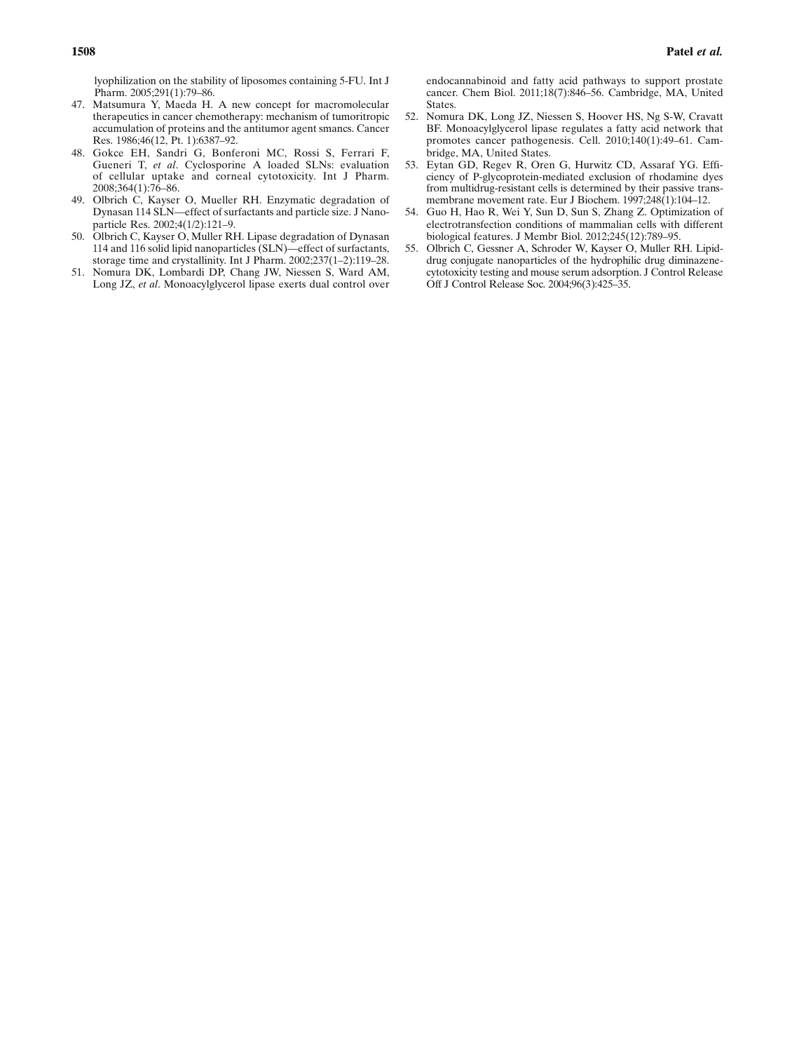lyophilization on the stability of liposomes containing 5-FU. Int J Pharm. 2005;291(1):79–86.

47. Matsumura Y, Maeda H. A new concept for macromolecular therapeutics in cancer chemotherapy: mechanism of tumoritropic accumulation of proteins and the antitumor agent smancs. Cancer Res. 1986;46(12, Pt. 1):6387–92.
48. Gokce EH, Sandri G, Bonferoni MC, Rossi S, Ferrari F, Gueneri T, *et al*. Cyclosporine A loaded SLNs: evaluation of cellular uptake and corneal cytotoxicity. Int J Pharm. 2008;364(1):76–86.
49. Olbrich C, Kayser O, Mueller RH. Enzymatic degradation of Dynasan 114 SLN—effect of surfactants and particle size. J Nanoparticle Res. 2002;4(1/2):121–9.
50. Olbrich C, Kayser O, Muller RH. Lipase degradation of Dynasan 114 and 116 solid lipid nanoparticles (SLN)—effect of surfactants, storage time and crystallinity. Int J Pharm. 2002;237(1–2):119–28.
51. Nomura DK, Lombardi DP, Chang JW, Niessen S, Ward AM, Long JZ, *et al*. Monoacylglycerol lipase exerts dual control over endocannabinoid and fatty acid pathways to support prostate cancer. Chem Biol. 2011;18(7):846–56. Cambridge, MA, United States.
52. Nomura DK, Long JZ, Niessen S, Hoover HS, Ng S-W, Cravatt BF. Monoacylglycerol lipase regulates a fatty acid network that promotes cancer pathogenesis. Cell. 2010;140(1):49–61. Cambridge, MA, United States.
53. Eytan GD, Regev R, Oren G, Hurwitz CD, Assaraf YG. Efficiency of P-glycoprotein-mediated exclusion of rhodamine dyes from multidrug-resistant cells is determined by their passive transmembrane movement rate. Eur J Biochem. 1997;248(1):104–12.
54. Guo H, Hao R, Wei Y, Sun D, Sun S, Zhang Z. Optimization of electrotransfection conditions of mammalian cells with different biological features. J Membr Biol. 2012;245(12):789–95.
55. Olbrich C, Gessner A, Schroder W, Kayser O, Muller RH. Lipid-drug conjugate nanoparticles of the hydrophilic drug diminazene-cytotoxicity testing and mouse serum adsorption. J Control Release Off J Control Release Soc. 2004;96(3):425–35.